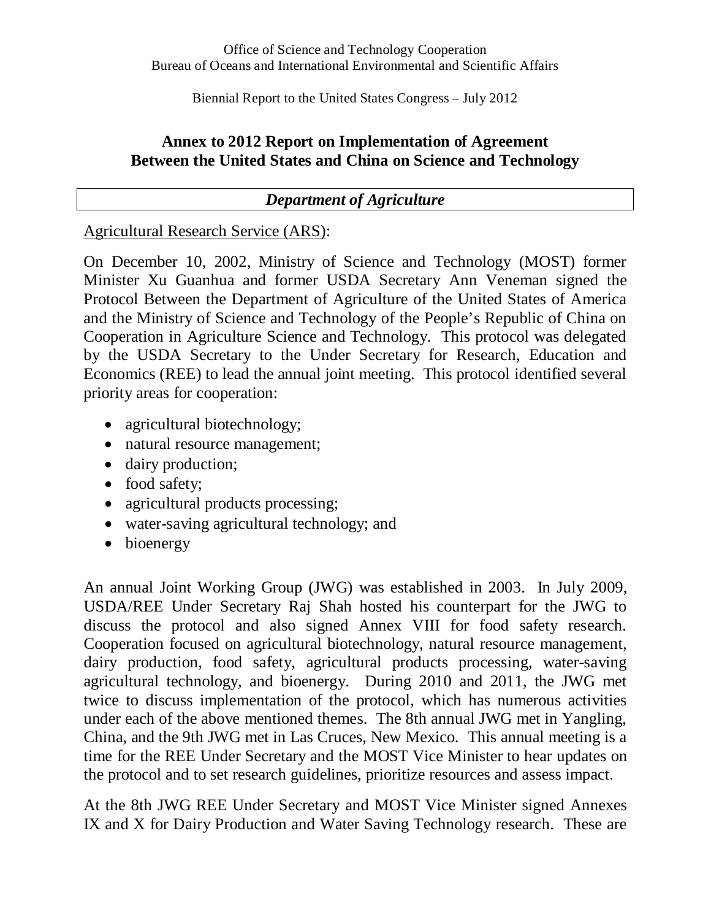Office of Science and Technology Cooperation
Bureau of Oceans and International Environmental and Scientific Affairs

Biennial Report to the United States Congress – July 2012

# Annex to 2012 Report on Implementation of Agreement Between the United States and China on Science and Technology

## *Department of Agriculture*

Agricultural Research Service (ARS):

On December 10, 2002, Ministry of Science and Technology (MOST) former Minister Xu Guanhua and former USDA Secretary Ann Veneman signed the Protocol Between the Department of Agriculture of the United States of America and the Ministry of Science and Technology of the People's Republic of China on Cooperation in Agriculture Science and Technology. This protocol was delegated by the USDA Secretary to the Under Secretary for Research, Education and Economics (REE) to lead the annual joint meeting. This protocol identified several priority areas for cooperation:

- agricultural biotechnology;
- natural resource management;
- dairy production;
- food safety;
- agricultural products processing;
- water-saving agricultural technology; and
- bioenergy

An annual Joint Working Group (JWG) was established in 2003. In July 2009, USDA/REE Under Secretary Raj Shah hosted his counterpart for the JWG to discuss the protocol and also signed Annex VIII for food safety research. Cooperation focused on agricultural biotechnology, natural resource management, dairy production, food safety, agricultural products processing, water-saving agricultural technology, and bioenergy. During 2010 and 2011, the JWG met twice to discuss implementation of the protocol, which has numerous activities under each of the above mentioned themes. The 8th annual JWG met in Yangling, China, and the 9th JWG met in Las Cruces, New Mexico. This annual meeting is a time for the REE Under Secretary and the MOST Vice Minister to hear updates on the protocol and to set research guidelines, prioritize resources and assess impact.

At the 8th JWG REE Under Secretary and MOST Vice Minister signed Annexes IX and X for Dairy Production and Water Saving Technology research. These are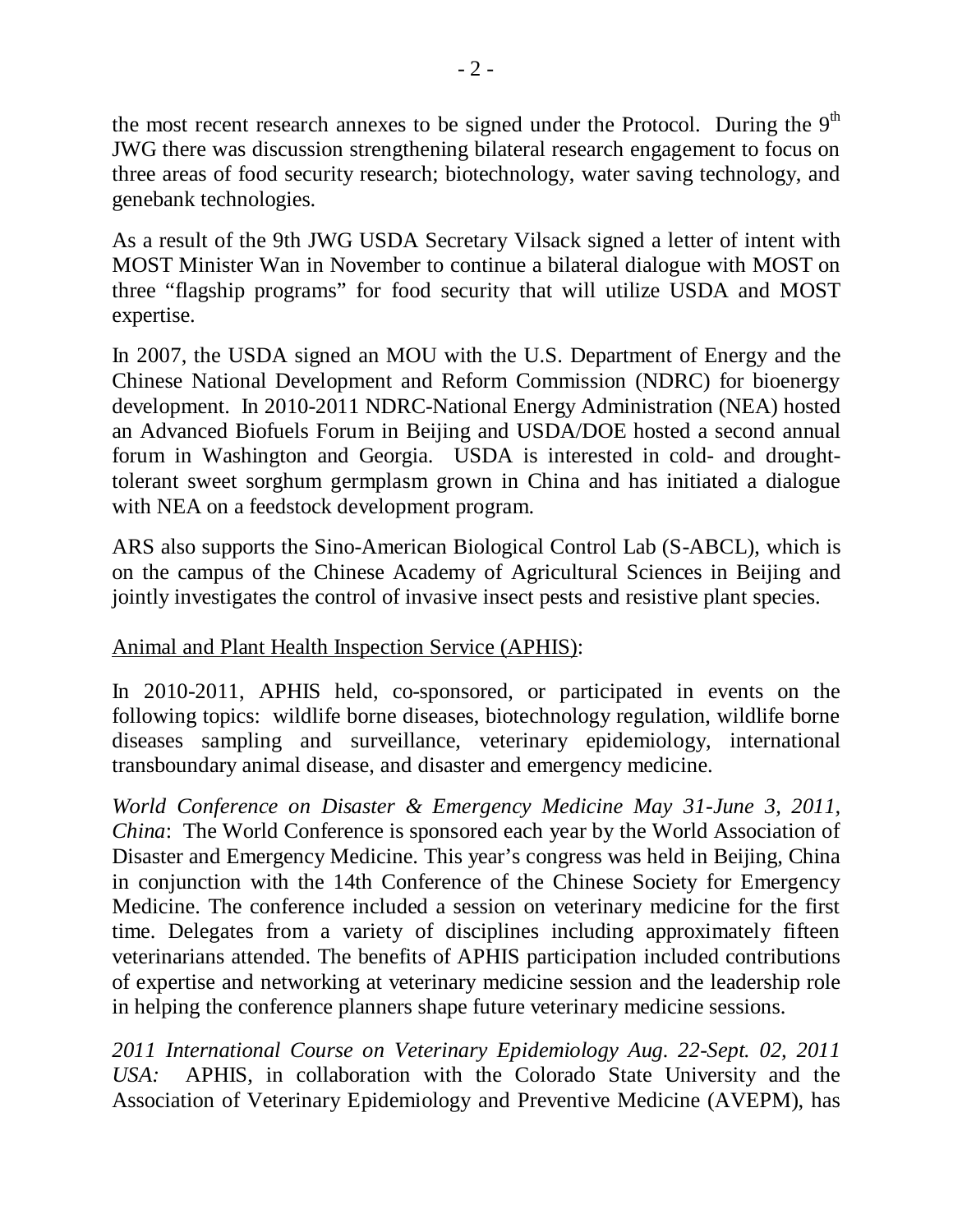the most recent research annexes to be signed under the Protocol. During the 9th JWG there was discussion strengthening bilateral research engagement to focus on three areas of food security research; biotechnology, water saving technology, and genebank technologies.

As a result of the 9th JWG USDA Secretary Vilsack signed a letter of intent with MOST Minister Wan in November to continue a bilateral dialogue with MOST on three "flagship programs" for food security that will utilize USDA and MOST expertise.

In 2007, the USDA signed an MOU with the U.S. Department of Energy and the Chinese National Development and Reform Commission (NDRC) for bioenergy development. In 2010-2011 NDRC-National Energy Administration (NEA) hosted an Advanced Biofuels Forum in Beijing and USDA/DOE hosted a second annual forum in Washington and Georgia. USDA is interested in cold- and drought-tolerant sweet sorghum germplasm grown in China and has initiated a dialogue with NEA on a feedstock development program.

ARS also supports the Sino-American Biological Control Lab (S-ABCL), which is on the campus of the Chinese Academy of Agricultural Sciences in Beijing and jointly investigates the control of invasive insect pests and resistive plant species.

<u>Animal and Plant Health Inspection Service (APHIS)</u>:

In 2010-2011, APHIS held, co-sponsored, or participated in events on the following topics: wildlife borne diseases, biotechnology regulation, wildlife borne diseases sampling and surveillance, veterinary epidemiology, international transboundary animal disease, and disaster and emergency medicine.

*World Conference on Disaster & Emergency Medicine May 31-June 3, 2011, China*: The World Conference is sponsored each year by the World Association of Disaster and Emergency Medicine. This year's congress was held in Beijing, China in conjunction with the 14th Conference of the Chinese Society for Emergency Medicine. The conference included a session on veterinary medicine for the first time. Delegates from a variety of disciplines including approximately fifteen veterinarians attended. The benefits of APHIS participation included contributions of expertise and networking at veterinary medicine session and the leadership role in helping the conference planners shape future veterinary medicine sessions.

*2011 International Course on Veterinary Epidemiology Aug. 22-Sept. 02, 2011 USA:* APHIS, in collaboration with the Colorado State University and the Association of Veterinary Epidemiology and Preventive Medicine (AVEPM), has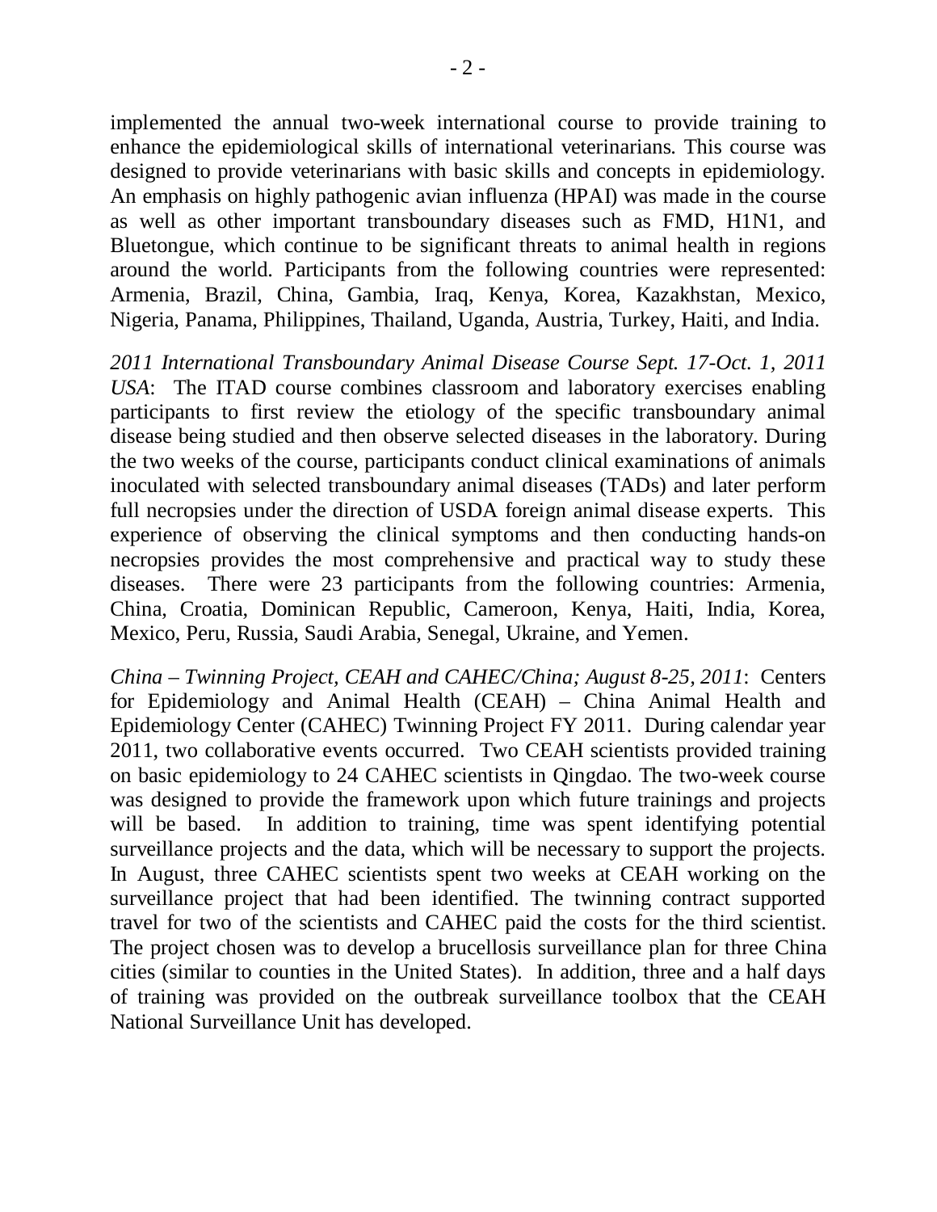implemented the annual two-week international course to provide training to enhance the epidemiological skills of international veterinarians. This course was designed to provide veterinarians with basic skills and concepts in epidemiology. An emphasis on highly pathogenic avian influenza (HPAI) was made in the course as well as other important transboundary diseases such as FMD, H1N1, and Bluetongue, which continue to be significant threats to animal health in regions around the world. Participants from the following countries were represented: Armenia, Brazil, China, Gambia, Iraq, Kenya, Korea, Kazakhstan, Mexico, Nigeria, Panama, Philippines, Thailand, Uganda, Austria, Turkey, Haiti, and India.

*2011 International Transboundary Animal Disease Course Sept. 17-Oct. 1, 2011 USA*: The ITAD course combines classroom and laboratory exercises enabling participants to first review the etiology of the specific transboundary animal disease being studied and then observe selected diseases in the laboratory. During the two weeks of the course, participants conduct clinical examinations of animals inoculated with selected transboundary animal diseases (TADs) and later perform full necropsies under the direction of USDA foreign animal disease experts. This experience of observing the clinical symptoms and then conducting hands-on necropsies provides the most comprehensive and practical way to study these diseases. There were 23 participants from the following countries: Armenia, China, Croatia, Dominican Republic, Cameroon, Kenya, Haiti, India, Korea, Mexico, Peru, Russia, Saudi Arabia, Senegal, Ukraine, and Yemen.

*China – Twinning Project, CEAH and CAHEC/China; August 8-25, 2011*: Centers for Epidemiology and Animal Health (CEAH) – China Animal Health and Epidemiology Center (CAHEC) Twinning Project FY 2011. During calendar year 2011, two collaborative events occurred. Two CEAH scientists provided training on basic epidemiology to 24 CAHEC scientists in Qingdao. The two-week course was designed to provide the framework upon which future trainings and projects will be based. In addition to training, time was spent identifying potential surveillance projects and the data, which will be necessary to support the projects. In August, three CAHEC scientists spent two weeks at CEAH working on the surveillance project that had been identified. The twinning contract supported travel for two of the scientists and CAHEC paid the costs for the third scientist. The project chosen was to develop a brucellosis surveillance plan for three China cities (similar to counties in the United States). In addition, three and a half days of training was provided on the outbreak surveillance toolbox that the CEAH National Surveillance Unit has developed.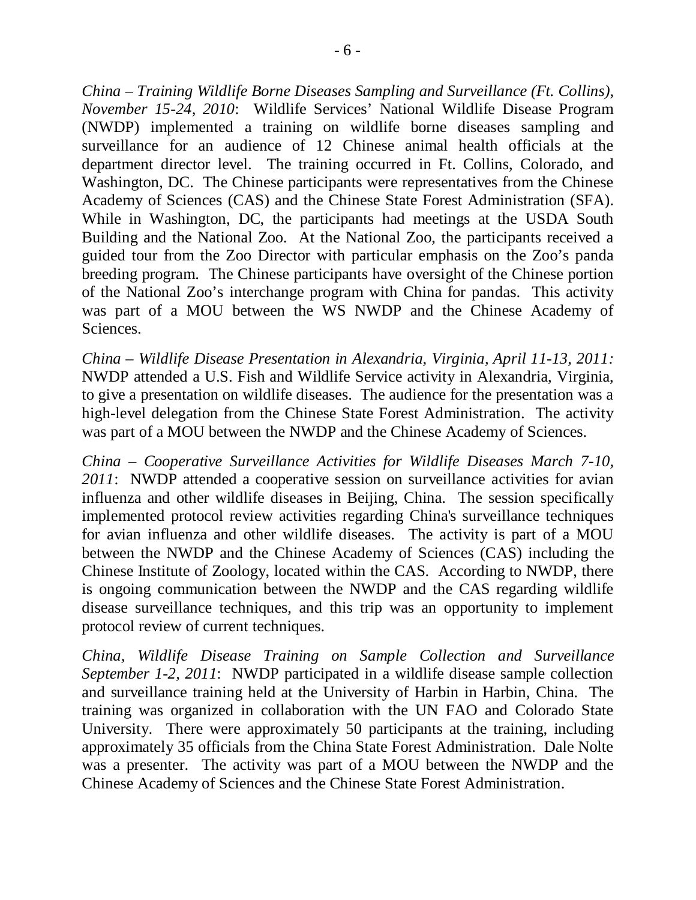*China – Training Wildlife Borne Diseases Sampling and Surveillance (Ft. Collins), November 15-24, 2010*: Wildlife Services' National Wildlife Disease Program (NWDP) implemented a training on wildlife borne diseases sampling and surveillance for an audience of 12 Chinese animal health officials at the department director level. The training occurred in Ft. Collins, Colorado, and Washington, DC. The Chinese participants were representatives from the Chinese Academy of Sciences (CAS) and the Chinese State Forest Administration (SFA). While in Washington, DC, the participants had meetings at the USDA South Building and the National Zoo. At the National Zoo, the participants received a guided tour from the Zoo Director with particular emphasis on the Zoo's panda breeding program. The Chinese participants have oversight of the Chinese portion of the National Zoo's interchange program with China for pandas. This activity was part of a MOU between the WS NWDP and the Chinese Academy of Sciences.

*China – Wildlife Disease Presentation in Alexandria, Virginia, April 11-13, 2011:* NWDP attended a U.S. Fish and Wildlife Service activity in Alexandria, Virginia, to give a presentation on wildlife diseases. The audience for the presentation was a high-level delegation from the Chinese State Forest Administration. The activity was part of a MOU between the NWDP and the Chinese Academy of Sciences.

*China – Cooperative Surveillance Activities for Wildlife Diseases March 7-10, 2011*: NWDP attended a cooperative session on surveillance activities for avian influenza and other wildlife diseases in Beijing, China. The session specifically implemented protocol review activities regarding China's surveillance techniques for avian influenza and other wildlife diseases. The activity is part of a MOU between the NWDP and the Chinese Academy of Sciences (CAS) including the Chinese Institute of Zoology, located within the CAS. According to NWDP, there is ongoing communication between the NWDP and the CAS regarding wildlife disease surveillance techniques, and this trip was an opportunity to implement protocol review of current techniques.

*China, Wildlife Disease Training on Sample Collection and Surveillance September 1-2, 2011*: NWDP participated in a wildlife disease sample collection and surveillance training held at the University of Harbin in Harbin, China. The training was organized in collaboration with the UN FAO and Colorado State University. There were approximately 50 participants at the training, including approximately 35 officials from the China State Forest Administration. Dale Nolte was a presenter. The activity was part of a MOU between the NWDP and the Chinese Academy of Sciences and the Chinese State Forest Administration.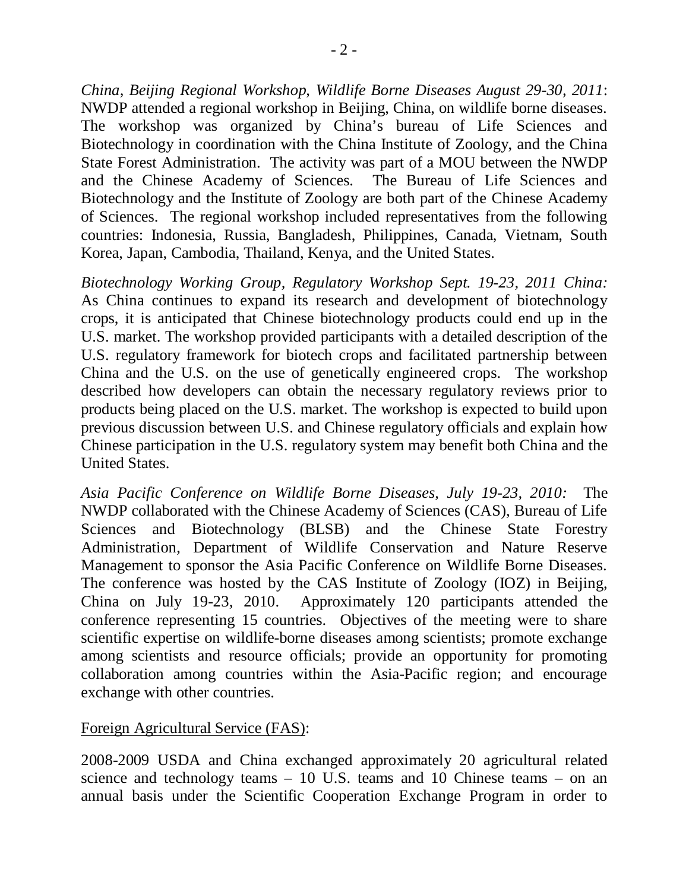*China, Beijing Regional Workshop, Wildlife Borne Diseases August 29-30, 2011*: NWDP attended a regional workshop in Beijing, China, on wildlife borne diseases. The workshop was organized by China's bureau of Life Sciences and Biotechnology in coordination with the China Institute of Zoology, and the China State Forest Administration. The activity was part of a MOU between the NWDP and the Chinese Academy of Sciences. The Bureau of Life Sciences and Biotechnology and the Institute of Zoology are both part of the Chinese Academy of Sciences. The regional workshop included representatives from the following countries: Indonesia, Russia, Bangladesh, Philippines, Canada, Vietnam, South Korea, Japan, Cambodia, Thailand, Kenya, and the United States.

*Biotechnology Working Group, Regulatory Workshop Sept. 19-23, 2011 China:* As China continues to expand its research and development of biotechnology crops, it is anticipated that Chinese biotechnology products could end up in the U.S. market. The workshop provided participants with a detailed description of the U.S. regulatory framework for biotech crops and facilitated partnership between China and the U.S. on the use of genetically engineered crops. The workshop described how developers can obtain the necessary regulatory reviews prior to products being placed on the U.S. market. The workshop is expected to build upon previous discussion between U.S. and Chinese regulatory officials and explain how Chinese participation in the U.S. regulatory system may benefit both China and the United States.

*Asia Pacific Conference on Wildlife Borne Diseases, July 19-23, 2010:* The NWDP collaborated with the Chinese Academy of Sciences (CAS), Bureau of Life Sciences and Biotechnology (BLSB) and the Chinese State Forestry Administration, Department of Wildlife Conservation and Nature Reserve Management to sponsor the Asia Pacific Conference on Wildlife Borne Diseases. The conference was hosted by the CAS Institute of Zoology (IOZ) in Beijing, China on July 19-23, 2010. Approximately 120 participants attended the conference representing 15 countries. Objectives of the meeting were to share scientific expertise on wildlife-borne diseases among scientists; promote exchange among scientists and resource officials; provide an opportunity for promoting collaboration among countries within the Asia-Pacific region; and encourage exchange with other countries.

Foreign Agricultural Service (FAS):

2008-2009 USDA and China exchanged approximately 20 agricultural related science and technology teams – 10 U.S. teams and 10 Chinese teams – on an annual basis under the Scientific Cooperation Exchange Program in order to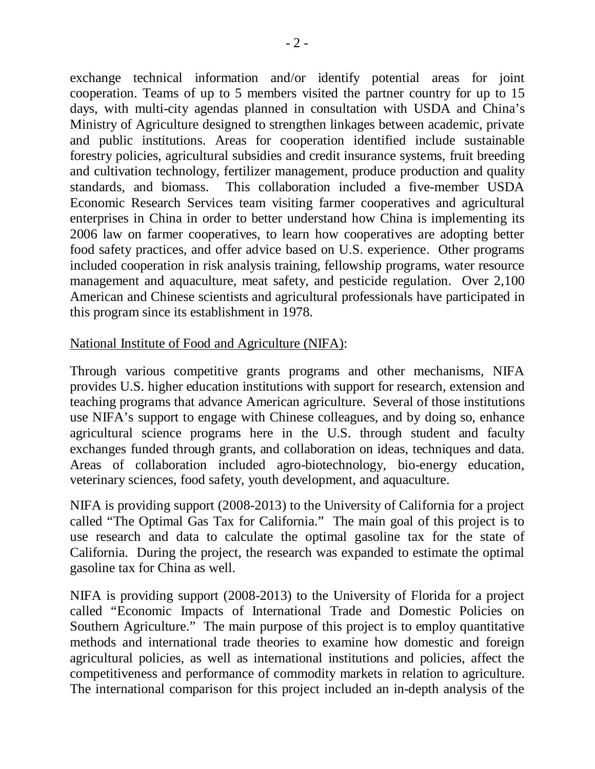exchange technical information and/or identify potential areas for joint cooperation. Teams of up to 5 members visited the partner country for up to 15 days, with multi-city agendas planned in consultation with USDA and China's Ministry of Agriculture designed to strengthen linkages between academic, private and public institutions. Areas for cooperation identified include sustainable forestry policies, agricultural subsidies and credit insurance systems, fruit breeding and cultivation technology, fertilizer management, produce production and quality standards, and biomass. This collaboration included a five-member USDA Economic Research Services team visiting farmer cooperatives and agricultural enterprises in China in order to better understand how China is implementing its 2006 law on farmer cooperatives, to learn how cooperatives are adopting better food safety practices, and offer advice based on U.S. experience. Other programs included cooperation in risk analysis training, fellowship programs, water resource management and aquaculture, meat safety, and pesticide regulation. Over 2,100 American and Chinese scientists and agricultural professionals have participated in this program since its establishment in 1978.

National Institute of Food and Agriculture (NIFA):

Through various competitive grants programs and other mechanisms, NIFA provides U.S. higher education institutions with support for research, extension and teaching programs that advance American agriculture. Several of those institutions use NIFA's support to engage with Chinese colleagues, and by doing so, enhance agricultural science programs here in the U.S. through student and faculty exchanges funded through grants, and collaboration on ideas, techniques and data. Areas of collaboration included agro-biotechnology, bio-energy education, veterinary sciences, food safety, youth development, and aquaculture.

NIFA is providing support (2008-2013) to the University of California for a project called "The Optimal Gas Tax for California." The main goal of this project is to use research and data to calculate the optimal gasoline tax for the state of California. During the project, the research was expanded to estimate the optimal gasoline tax for China as well.

NIFA is providing support (2008-2013) to the University of Florida for a project called "Economic Impacts of International Trade and Domestic Policies on Southern Agriculture." The main purpose of this project is to employ quantitative methods and international trade theories to examine how domestic and foreign agricultural policies, as well as international institutions and policies, affect the competitiveness and performance of commodity markets in relation to agriculture. The international comparison for this project included an in-depth analysis of the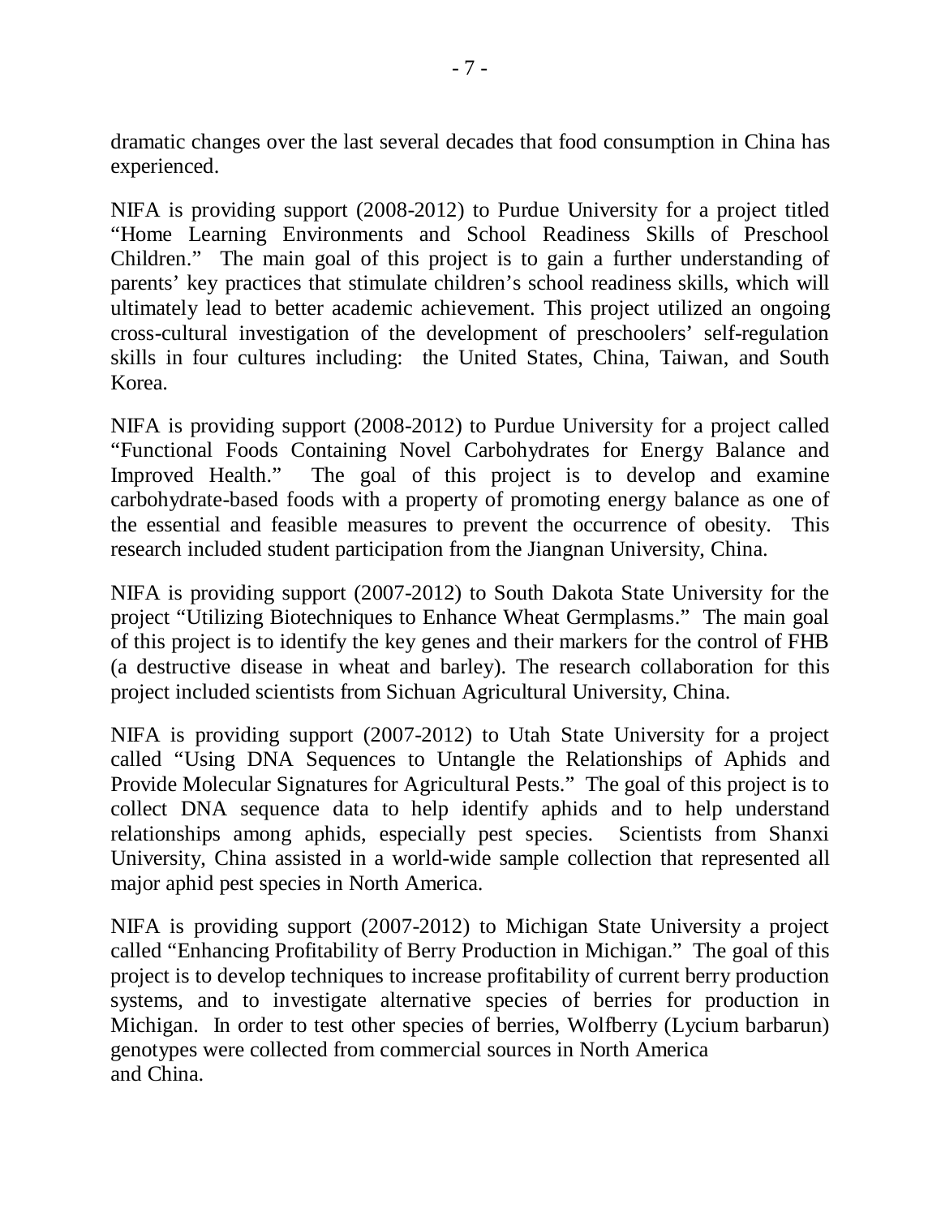dramatic changes over the last several decades that food consumption in China has experienced.

NIFA is providing support (2008-2012) to Purdue University for a project titled "Home Learning Environments and School Readiness Skills of Preschool Children." The main goal of this project is to gain a further understanding of parents' key practices that stimulate children's school readiness skills, which will ultimately lead to better academic achievement. This project utilized an ongoing cross-cultural investigation of the development of preschoolers' self-regulation skills in four cultures including: the United States, China, Taiwan, and South Korea.

NIFA is providing support (2008-2012) to Purdue University for a project called "Functional Foods Containing Novel Carbohydrates for Energy Balance and Improved Health." The goal of this project is to develop and examine carbohydrate-based foods with a property of promoting energy balance as one of the essential and feasible measures to prevent the occurrence of obesity. This research included student participation from the Jiangnan University, China.

NIFA is providing support (2007-2012) to South Dakota State University for the project "Utilizing Biotechniques to Enhance Wheat Germplasms." The main goal of this project is to identify the key genes and their markers for the control of FHB (a destructive disease in wheat and barley). The research collaboration for this project included scientists from Sichuan Agricultural University, China.

NIFA is providing support (2007-2012) to Utah State University for a project called "Using DNA Sequences to Untangle the Relationships of Aphids and Provide Molecular Signatures for Agricultural Pests." The goal of this project is to collect DNA sequence data to help identify aphids and to help understand relationships among aphids, especially pest species. Scientists from Shanxi University, China assisted in a world-wide sample collection that represented all major aphid pest species in North America.

NIFA is providing support (2007-2012) to Michigan State University a project called "Enhancing Profitability of Berry Production in Michigan." The goal of this project is to develop techniques to increase profitability of current berry production systems, and to investigate alternative species of berries for production in Michigan. In order to test other species of berries, Wolfberry (Lycium barbarun) genotypes were collected from commercial sources in North America and China.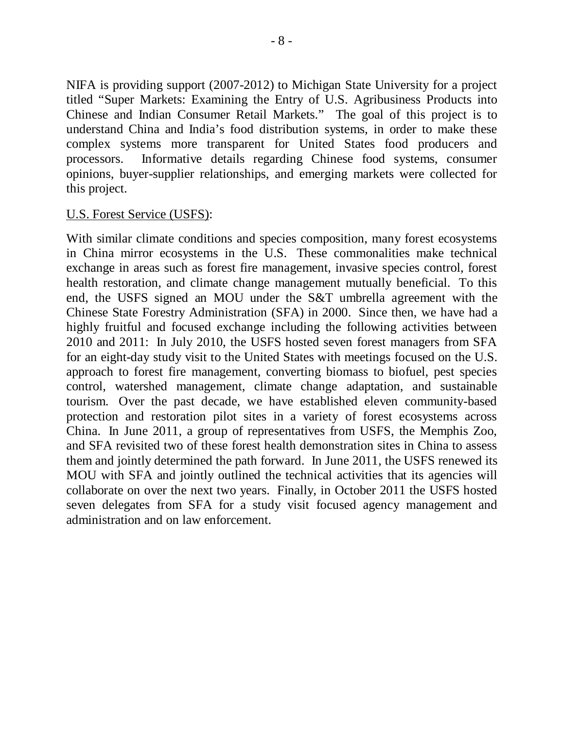NIFA is providing support (2007-2012) to Michigan State University for a project titled "Super Markets: Examining the Entry of U.S. Agribusiness Products into Chinese and Indian Consumer Retail Markets." The goal of this project is to understand China and India's food distribution systems, in order to make these complex systems more transparent for United States food producers and processors. Informative details regarding Chinese food systems, consumer opinions, buyer-supplier relationships, and emerging markets were collected for this project.

<u>U.S. Forest Service (USFS)</u>:

With similar climate conditions and species composition, many forest ecosystems in China mirror ecosystems in the U.S. These commonalities make technical exchange in areas such as forest fire management, invasive species control, forest health restoration, and climate change management mutually beneficial. To this end, the USFS signed an MOU under the S&T umbrella agreement with the Chinese State Forestry Administration (SFA) in 2000. Since then, we have had a highly fruitful and focused exchange including the following activities between 2010 and 2011: In July 2010, the USFS hosted seven forest managers from SFA for an eight-day study visit to the United States with meetings focused on the U.S. approach to forest fire management, converting biomass to biofuel, pest species control, watershed management, climate change adaptation, and sustainable tourism. Over the past decade, we have established eleven community-based protection and restoration pilot sites in a variety of forest ecosystems across China. In June 2011, a group of representatives from USFS, the Memphis Zoo, and SFA revisited two of these forest health demonstration sites in China to assess them and jointly determined the path forward. In June 2011, the USFS renewed its MOU with SFA and jointly outlined the technical activities that its agencies will collaborate on over the next two years. Finally, in October 2011 the USFS hosted seven delegates from SFA for a study visit focused agency management and administration and on law enforcement.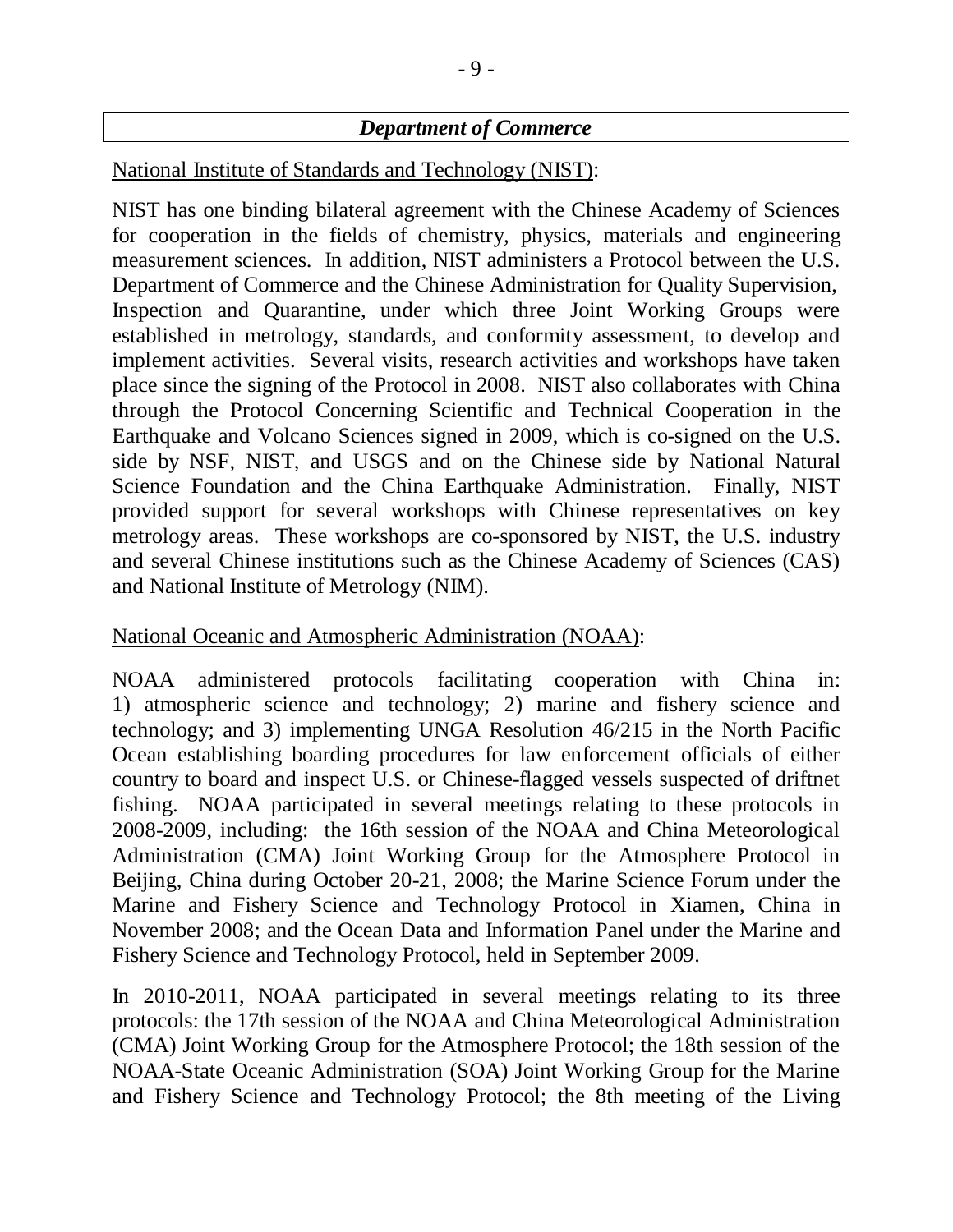## *Department of Commerce*

National Institute of Standards and Technology (NIST):

NIST has one binding bilateral agreement with the Chinese Academy of Sciences for cooperation in the fields of chemistry, physics, materials and engineering measurement sciences. In addition, NIST administers a Protocol between the U.S. Department of Commerce and the Chinese Administration for Quality Supervision, Inspection and Quarantine, under which three Joint Working Groups were established in metrology, standards, and conformity assessment, to develop and implement activities. Several visits, research activities and workshops have taken place since the signing of the Protocol in 2008. NIST also collaborates with China through the Protocol Concerning Scientific and Technical Cooperation in the Earthquake and Volcano Sciences signed in 2009, which is co-signed on the U.S. side by NSF, NIST, and USGS and on the Chinese side by National Natural Science Foundation and the China Earthquake Administration. Finally, NIST provided support for several workshops with Chinese representatives on key metrology areas. These workshops are co-sponsored by NIST, the U.S. industry and several Chinese institutions such as the Chinese Academy of Sciences (CAS) and National Institute of Metrology (NIM).

National Oceanic and Atmospheric Administration (NOAA):

NOAA administered protocols facilitating cooperation with China in: 1) atmospheric science and technology; 2) marine and fishery science and technology; and 3) implementing UNGA Resolution 46/215 in the North Pacific Ocean establishing boarding procedures for law enforcement officials of either country to board and inspect U.S. or Chinese-flagged vessels suspected of driftnet fishing. NOAA participated in several meetings relating to these protocols in 2008-2009, including: the 16th session of the NOAA and China Meteorological Administration (CMA) Joint Working Group for the Atmosphere Protocol in Beijing, China during October 20-21, 2008; the Marine Science Forum under the Marine and Fishery Science and Technology Protocol in Xiamen, China in November 2008; and the Ocean Data and Information Panel under the Marine and Fishery Science and Technology Protocol, held in September 2009.

In 2010-2011, NOAA participated in several meetings relating to its three protocols: the 17th session of the NOAA and China Meteorological Administration (CMA) Joint Working Group for the Atmosphere Protocol; the 18th session of the NOAA-State Oceanic Administration (SOA) Joint Working Group for the Marine and Fishery Science and Technology Protocol; the 8th meeting of the Living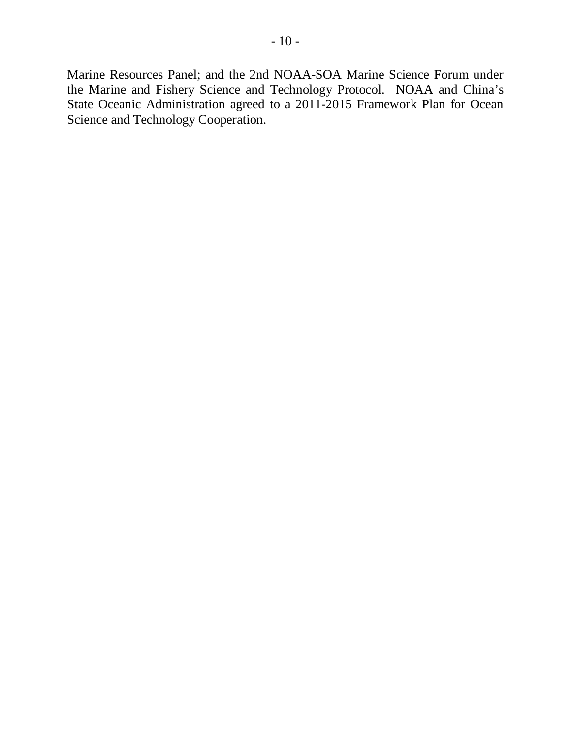Marine Resources Panel; and the 2nd NOAA-SOA Marine Science Forum under the Marine and Fishery Science and Technology Protocol. NOAA and China's State Oceanic Administration agreed to a 2011-2015 Framework Plan for Ocean Science and Technology Cooperation.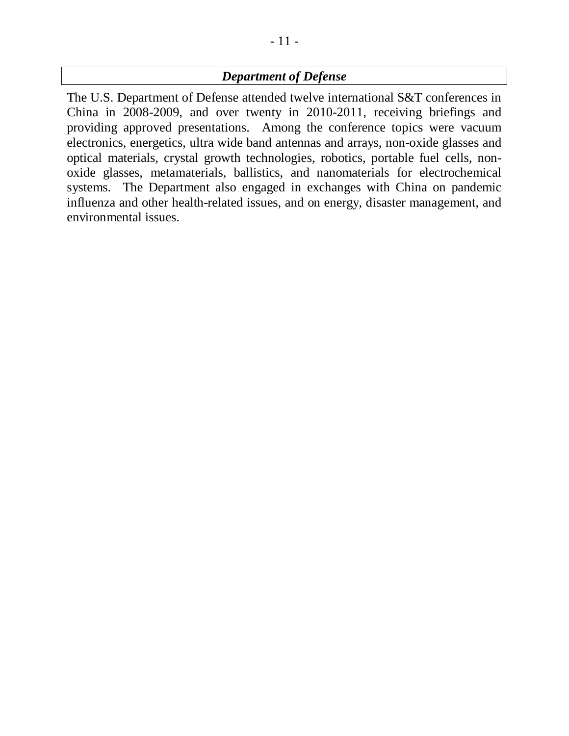### ***Department of Defense***

The U.S. Department of Defense attended twelve international S&T conferences in China in 2008-2009, and over twenty in 2010-2011, receiving briefings and providing approved presentations. Among the conference topics were vacuum electronics, energetics, ultra wide band antennas and arrays, non-oxide glasses and optical materials, crystal growth technologies, robotics, portable fuel cells, non-oxide glasses, metamaterials, ballistics, and nanomaterials for electrochemical systems. The Department also engaged in exchanges with China on pandemic influenza and other health-related issues, and on energy, disaster management, and environmental issues.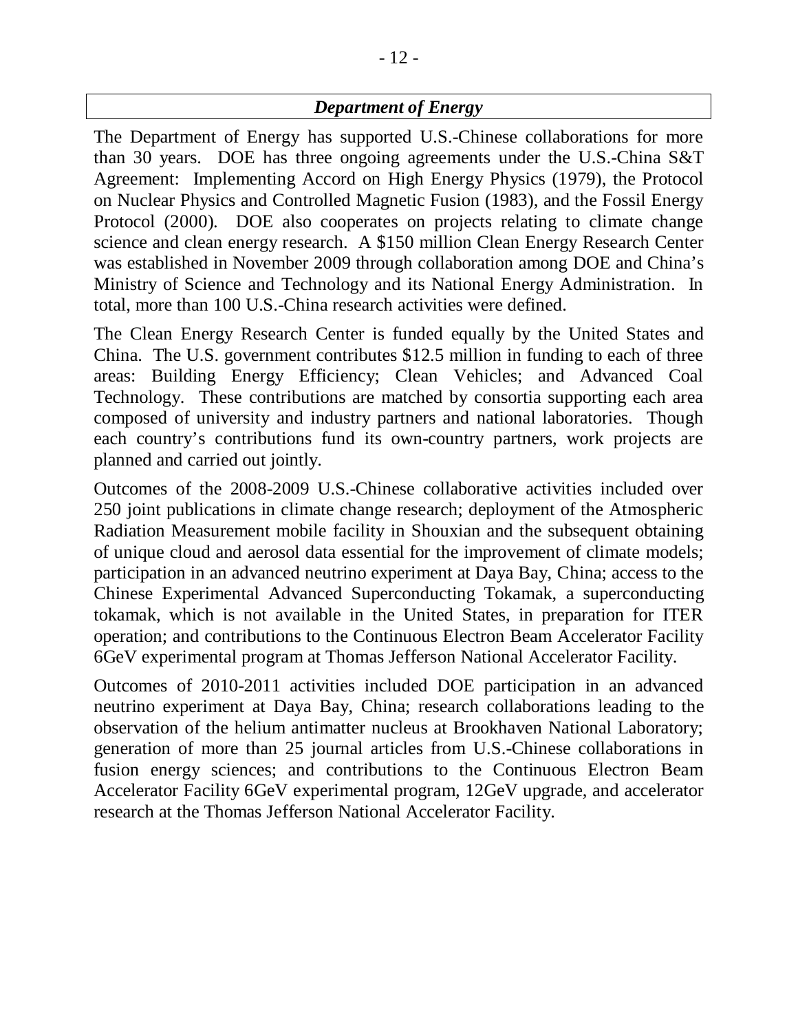## ***Department of Energy***

The Department of Energy has supported U.S.-Chinese collaborations for more than 30 years. DOE has three ongoing agreements under the U.S.-China S&T Agreement: Implementing Accord on High Energy Physics (1979), the Protocol on Nuclear Physics and Controlled Magnetic Fusion (1983), and the Fossil Energy Protocol (2000). DOE also cooperates on projects relating to climate change science and clean energy research. A $150 million Clean Energy Research Center was established in November 2009 through collaboration among DOE and China's Ministry of Science and Technology and its National Energy Administration. In total, more than 100 U.S.-China research activities were defined.

The Clean Energy Research Center is funded equally by the United States and China. The U.S. government contributes $12.5 million in funding to each of three areas: Building Energy Efficiency; Clean Vehicles; and Advanced Coal Technology. These contributions are matched by consortia supporting each area composed of university and industry partners and national laboratories. Though each country's contributions fund its own-country partners, work projects are planned and carried out jointly.

Outcomes of the 2008-2009 U.S.-Chinese collaborative activities included over 250 joint publications in climate change research; deployment of the Atmospheric Radiation Measurement mobile facility in Shouxian and the subsequent obtaining of unique cloud and aerosol data essential for the improvement of climate models; participation in an advanced neutrino experiment at Daya Bay, China; access to the Chinese Experimental Advanced Superconducting Tokamak, a superconducting tokamak, which is not available in the United States, in preparation for ITER operation; and contributions to the Continuous Electron Beam Accelerator Facility 6GeV experimental program at Thomas Jefferson National Accelerator Facility.

Outcomes of 2010-2011 activities included DOE participation in an advanced neutrino experiment at Daya Bay, China; research collaborations leading to the observation of the helium antimatter nucleus at Brookhaven National Laboratory; generation of more than 25 journal articles from U.S.-Chinese collaborations in fusion energy sciences; and contributions to the Continuous Electron Beam Accelerator Facility 6GeV experimental program, 12GeV upgrade, and accelerator research at the Thomas Jefferson National Accelerator Facility.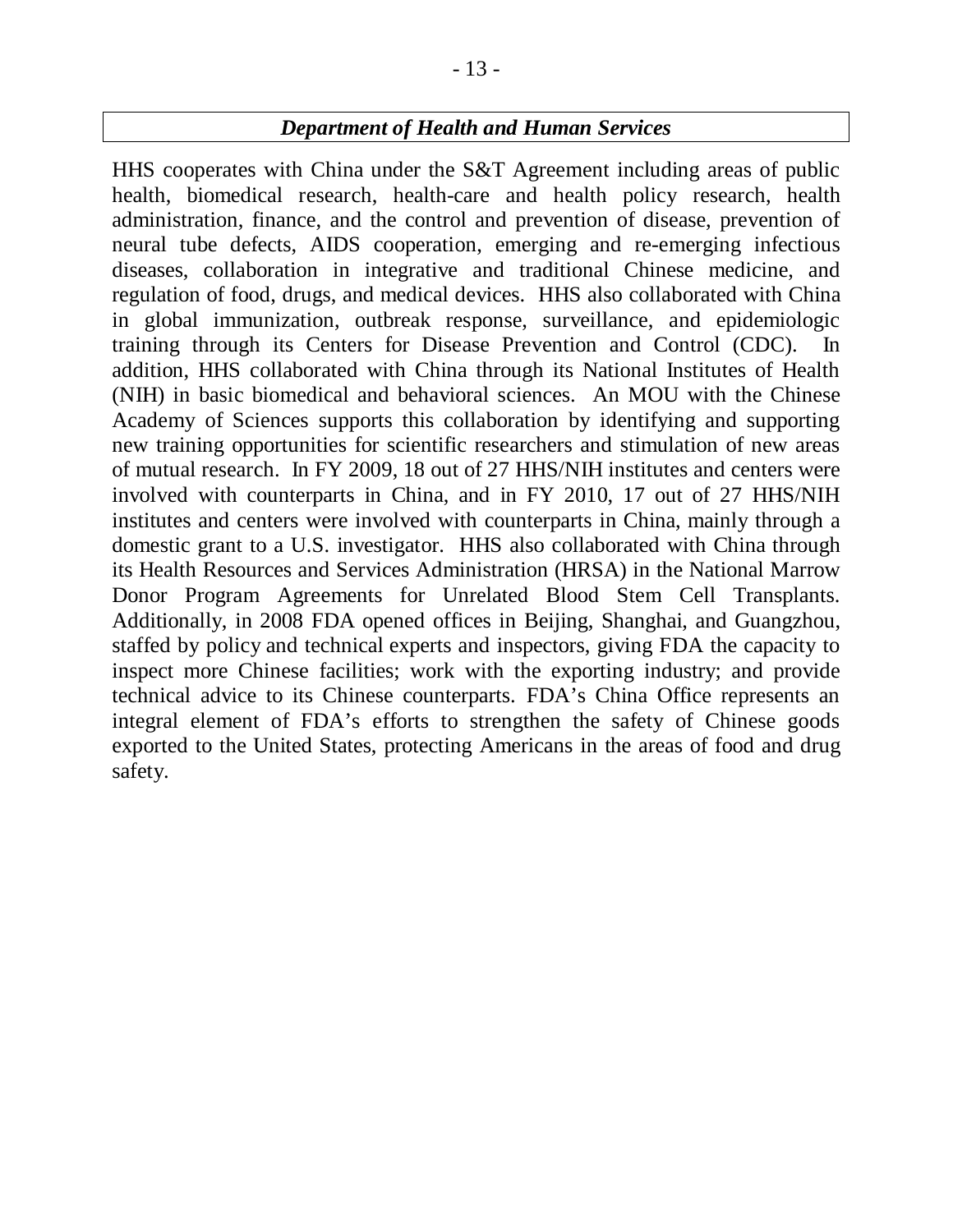## *Department of Health and Human Services*

HHS cooperates with China under the S&T Agreement including areas of public health, biomedical research, health-care and health policy research, health administration, finance, and the control and prevention of disease, prevention of neural tube defects, AIDS cooperation, emerging and re-emerging infectious diseases, collaboration in integrative and traditional Chinese medicine, and regulation of food, drugs, and medical devices. HHS also collaborated with China in global immunization, outbreak response, surveillance, and epidemiologic training through its Centers for Disease Prevention and Control (CDC). In addition, HHS collaborated with China through its National Institutes of Health (NIH) in basic biomedical and behavioral sciences. An MOU with the Chinese Academy of Sciences supports this collaboration by identifying and supporting new training opportunities for scientific researchers and stimulation of new areas of mutual research. In FY 2009, 18 out of 27 HHS/NIH institutes and centers were involved with counterparts in China, and in FY 2010, 17 out of 27 HHS/NIH institutes and centers were involved with counterparts in China, mainly through a domestic grant to a U.S. investigator. HHS also collaborated with China through its Health Resources and Services Administration (HRSA) in the National Marrow Donor Program Agreements for Unrelated Blood Stem Cell Transplants. Additionally, in 2008 FDA opened offices in Beijing, Shanghai, and Guangzhou, staffed by policy and technical experts and inspectors, giving FDA the capacity to inspect more Chinese facilities; work with the exporting industry; and provide technical advice to its Chinese counterparts. FDA's China Office represents an integral element of FDA's efforts to strengthen the safety of Chinese goods exported to the United States, protecting Americans in the areas of food and drug safety.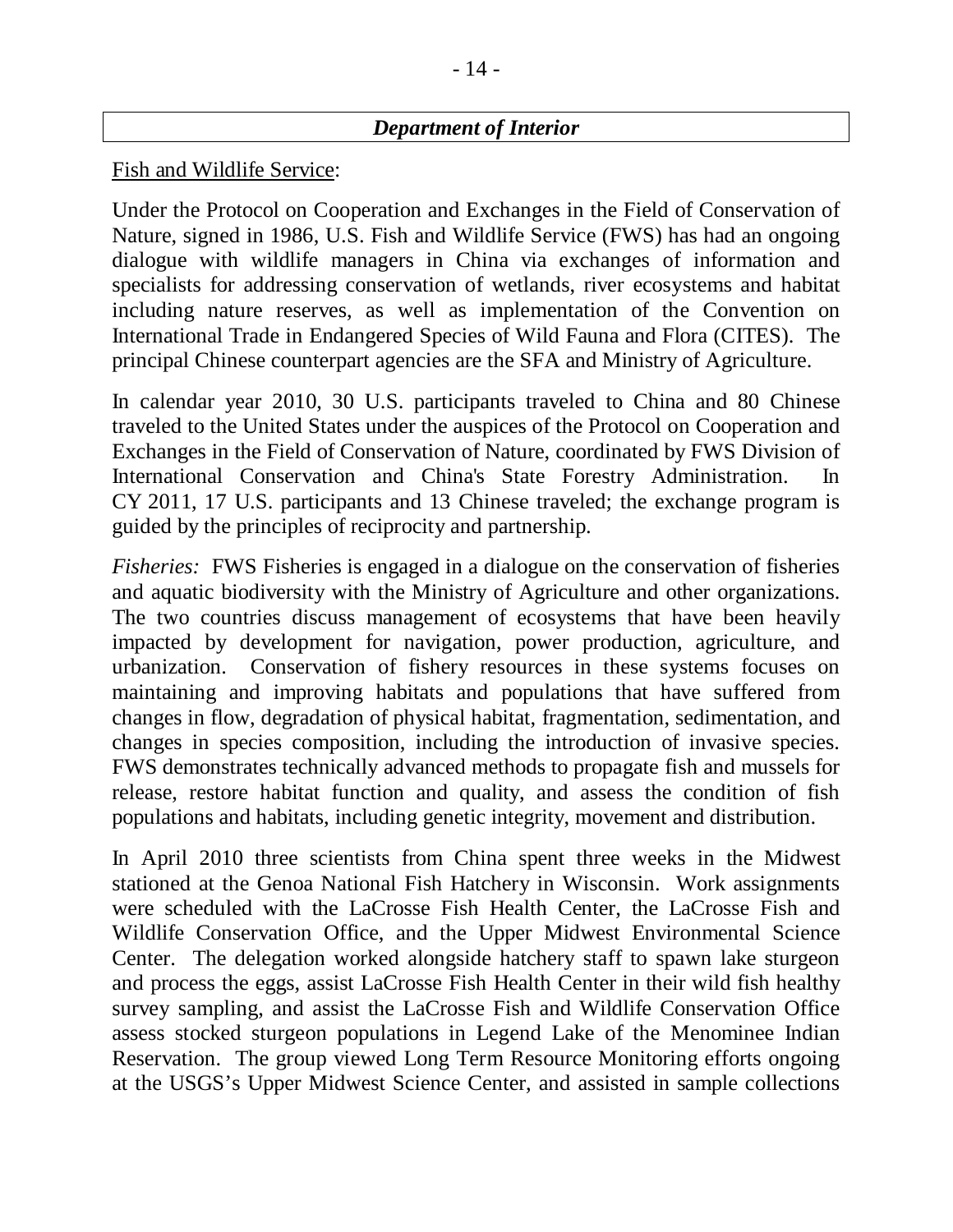## *Department of Interior*

Fish and Wildlife Service:

Under the Protocol on Cooperation and Exchanges in the Field of Conservation of Nature, signed in 1986, U.S. Fish and Wildlife Service (FWS) has had an ongoing dialogue with wildlife managers in China via exchanges of information and specialists for addressing conservation of wetlands, river ecosystems and habitat including nature reserves, as well as implementation of the Convention on International Trade in Endangered Species of Wild Fauna and Flora (CITES). The principal Chinese counterpart agencies are the SFA and Ministry of Agriculture.

In calendar year 2010, 30 U.S. participants traveled to China and 80 Chinese traveled to the United States under the auspices of the Protocol on Cooperation and Exchanges in the Field of Conservation of Nature, coordinated by FWS Division of International Conservation and China's State Forestry Administration. In CY 2011, 17 U.S. participants and 13 Chinese traveled; the exchange program is guided by the principles of reciprocity and partnership.

*Fisheries:* FWS Fisheries is engaged in a dialogue on the conservation of fisheries and aquatic biodiversity with the Ministry of Agriculture and other organizations. The two countries discuss management of ecosystems that have been heavily impacted by development for navigation, power production, agriculture, and urbanization. Conservation of fishery resources in these systems focuses on maintaining and improving habitats and populations that have suffered from changes in flow, degradation of physical habitat, fragmentation, sedimentation, and changes in species composition, including the introduction of invasive species. FWS demonstrates technically advanced methods to propagate fish and mussels for release, restore habitat function and quality, and assess the condition of fish populations and habitats, including genetic integrity, movement and distribution.

In April 2010 three scientists from China spent three weeks in the Midwest stationed at the Genoa National Fish Hatchery in Wisconsin. Work assignments were scheduled with the LaCrosse Fish Health Center, the LaCrosse Fish and Wildlife Conservation Office, and the Upper Midwest Environmental Science Center. The delegation worked alongside hatchery staff to spawn lake sturgeon and process the eggs, assist LaCrosse Fish Health Center in their wild fish healthy survey sampling, and assist the LaCrosse Fish and Wildlife Conservation Office assess stocked sturgeon populations in Legend Lake of the Menominee Indian Reservation. The group viewed Long Term Resource Monitoring efforts ongoing at the USGS's Upper Midwest Science Center, and assisted in sample collections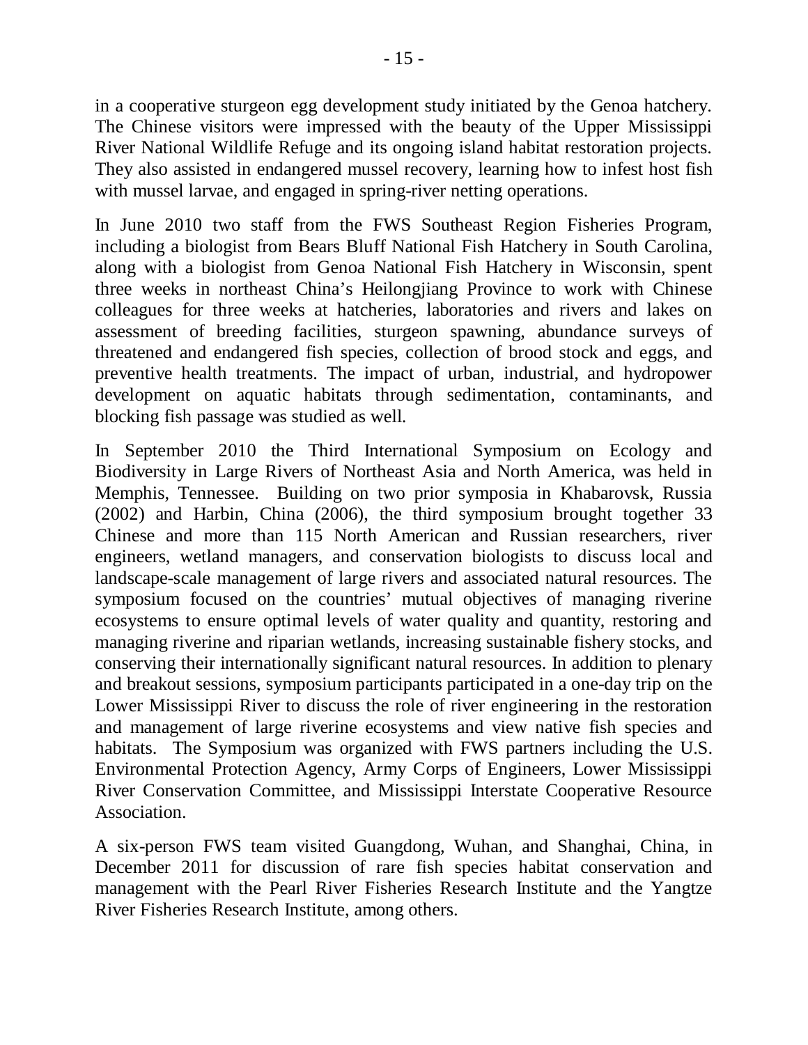in a cooperative sturgeon egg development study initiated by the Genoa hatchery. The Chinese visitors were impressed with the beauty of the Upper Mississippi River National Wildlife Refuge and its ongoing island habitat restoration projects. They also assisted in endangered mussel recovery, learning how to infest host fish with mussel larvae, and engaged in spring-river netting operations.

In June 2010 two staff from the FWS Southeast Region Fisheries Program, including a biologist from Bears Bluff National Fish Hatchery in South Carolina, along with a biologist from Genoa National Fish Hatchery in Wisconsin, spent three weeks in northeast China's Heilongjiang Province to work with Chinese colleagues for three weeks at hatcheries, laboratories and rivers and lakes on assessment of breeding facilities, sturgeon spawning, abundance surveys of threatened and endangered fish species, collection of brood stock and eggs, and preventive health treatments. The impact of urban, industrial, and hydropower development on aquatic habitats through sedimentation, contaminants, and blocking fish passage was studied as well.

In September 2010 the Third International Symposium on Ecology and Biodiversity in Large Rivers of Northeast Asia and North America, was held in Memphis, Tennessee. Building on two prior symposia in Khabarovsk, Russia (2002) and Harbin, China (2006), the third symposium brought together 33 Chinese and more than 115 North American and Russian researchers, river engineers, wetland managers, and conservation biologists to discuss local and landscape-scale management of large rivers and associated natural resources. The symposium focused on the countries' mutual objectives of managing riverine ecosystems to ensure optimal levels of water quality and quantity, restoring and managing riverine and riparian wetlands, increasing sustainable fishery stocks, and conserving their internationally significant natural resources. In addition to plenary and breakout sessions, symposium participants participated in a one-day trip on the Lower Mississippi River to discuss the role of river engineering in the restoration and management of large riverine ecosystems and view native fish species and habitats. The Symposium was organized with FWS partners including the U.S. Environmental Protection Agency, Army Corps of Engineers, Lower Mississippi River Conservation Committee, and Mississippi Interstate Cooperative Resource Association.

A six-person FWS team visited Guangdong, Wuhan, and Shanghai, China, in December 2011 for discussion of rare fish species habitat conservation and management with the Pearl River Fisheries Research Institute and the Yangtze River Fisheries Research Institute, among others.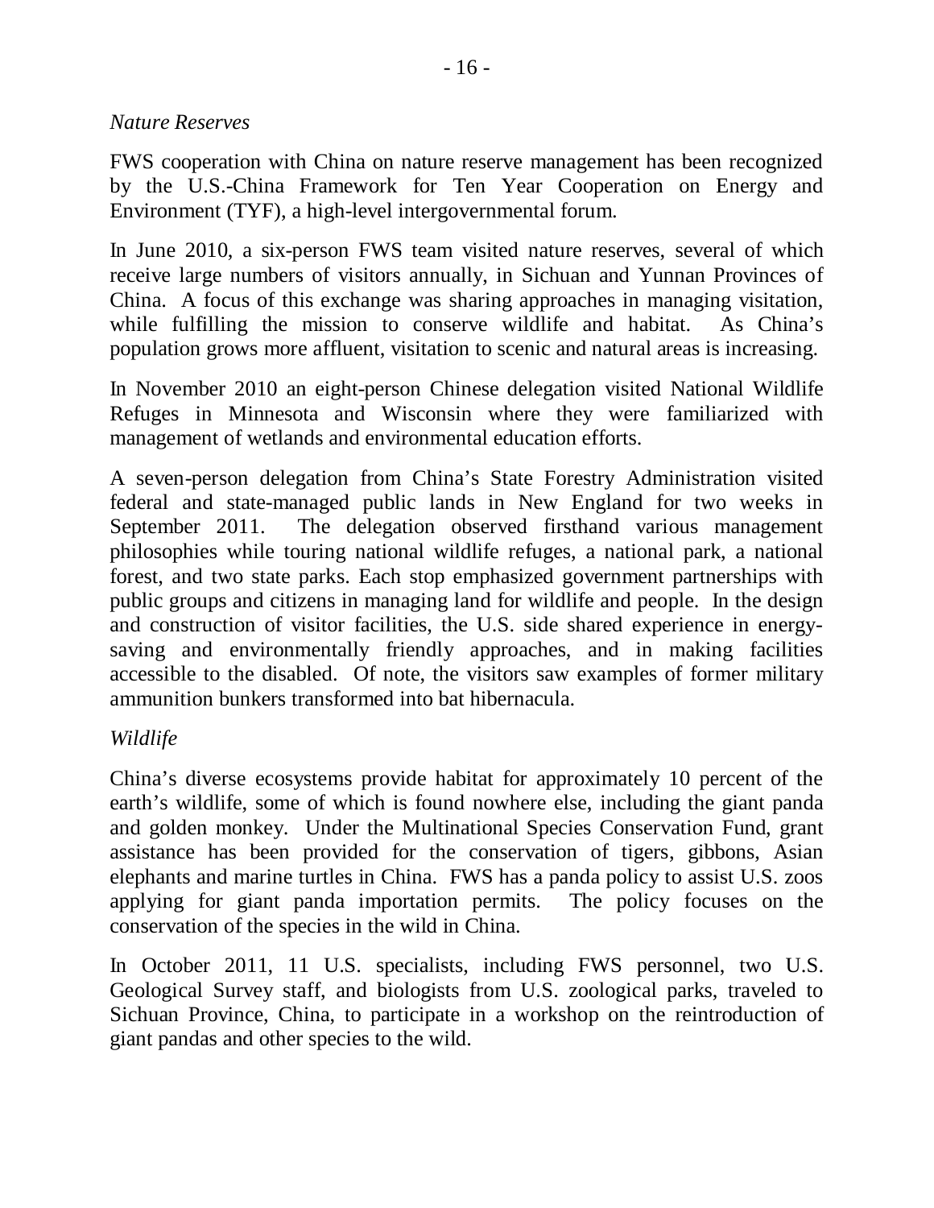*Nature Reserves*

FWS cooperation with China on nature reserve management has been recognized by the U.S.-China Framework for Ten Year Cooperation on Energy and Environment (TYF), a high-level intergovernmental forum.

In June 2010, a six-person FWS team visited nature reserves, several of which receive large numbers of visitors annually, in Sichuan and Yunnan Provinces of China. A focus of this exchange was sharing approaches in managing visitation, while fulfilling the mission to conserve wildlife and habitat. As China's population grows more affluent, visitation to scenic and natural areas is increasing.

In November 2010 an eight-person Chinese delegation visited National Wildlife Refuges in Minnesota and Wisconsin where they were familiarized with management of wetlands and environmental education efforts.

A seven-person delegation from China's State Forestry Administration visited federal and state-managed public lands in New England for two weeks in September 2011. The delegation observed firsthand various management philosophies while touring national wildlife refuges, a national park, a national forest, and two state parks. Each stop emphasized government partnerships with public groups and citizens in managing land for wildlife and people. In the design and construction of visitor facilities, the U.S. side shared experience in energy-saving and environmentally friendly approaches, and in making facilities accessible to the disabled. Of note, the visitors saw examples of former military ammunition bunkers transformed into bat hibernacula.

*Wildlife*

China's diverse ecosystems provide habitat for approximately 10 percent of the earth's wildlife, some of which is found nowhere else, including the giant panda and golden monkey. Under the Multinational Species Conservation Fund, grant assistance has been provided for the conservation of tigers, gibbons, Asian elephants and marine turtles in China. FWS has a panda policy to assist U.S. zoos applying for giant panda importation permits. The policy focuses on the conservation of the species in the wild in China.

In October 2011, 11 U.S. specialists, including FWS personnel, two U.S. Geological Survey staff, and biologists from U.S. zoological parks, traveled to Sichuan Province, China, to participate in a workshop on the reintroduction of giant pandas and other species to the wild.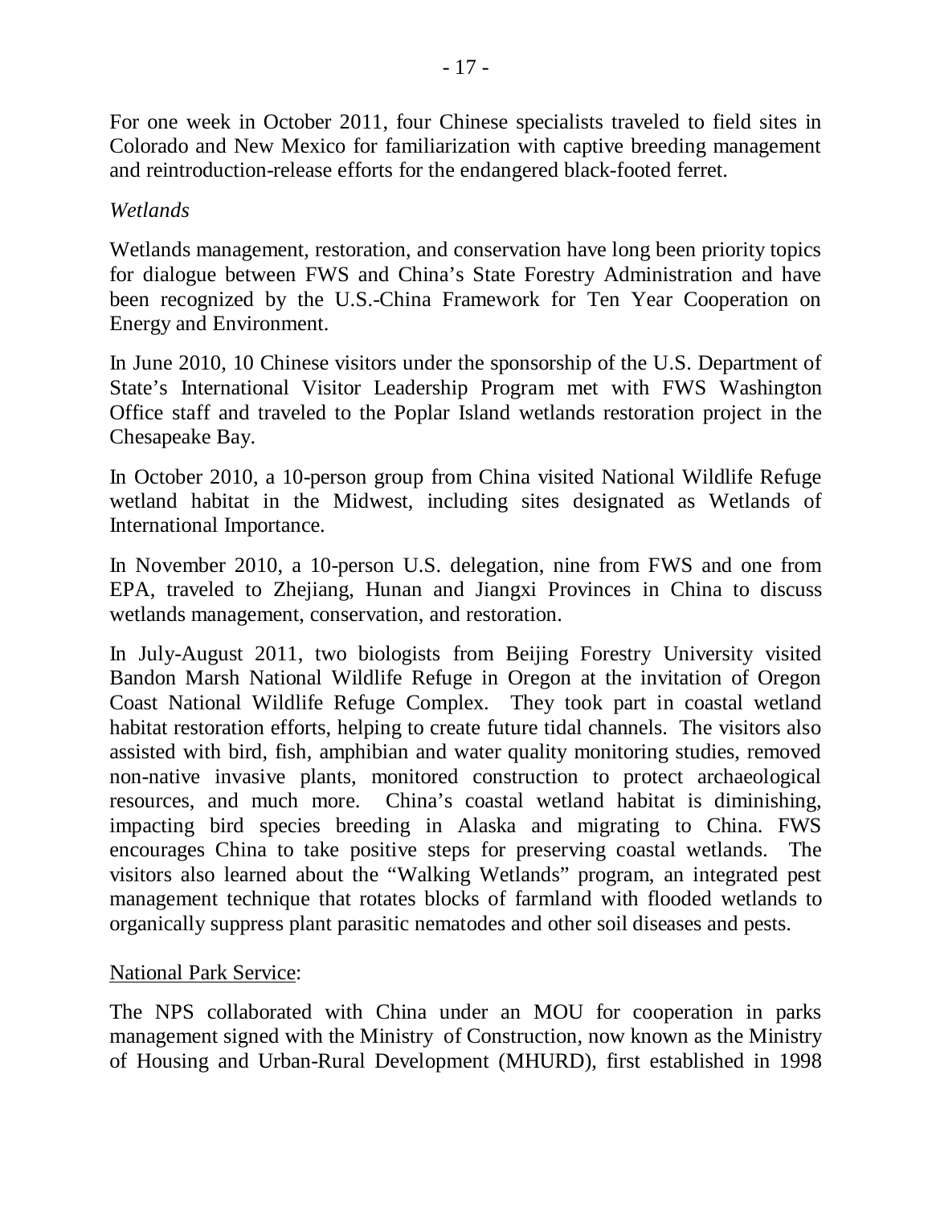For one week in October 2011, four Chinese specialists traveled to field sites in Colorado and New Mexico for familiarization with captive breeding management and reintroduction-release efforts for the endangered black-footed ferret.

*Wetlands*

Wetlands management, restoration, and conservation have long been priority topics for dialogue between FWS and China's State Forestry Administration and have been recognized by the U.S.-China Framework for Ten Year Cooperation on Energy and Environment.

In June 2010, 10 Chinese visitors under the sponsorship of the U.S. Department of State's International Visitor Leadership Program met with FWS Washington Office staff and traveled to the Poplar Island wetlands restoration project in the Chesapeake Bay.

In October 2010, a 10-person group from China visited National Wildlife Refuge wetland habitat in the Midwest, including sites designated as Wetlands of International Importance.

In November 2010, a 10-person U.S. delegation, nine from FWS and one from EPA, traveled to Zhejiang, Hunan and Jiangxi Provinces in China to discuss wetlands management, conservation, and restoration.

In July-August 2011, two biologists from Beijing Forestry University visited Bandon Marsh National Wildlife Refuge in Oregon at the invitation of Oregon Coast National Wildlife Refuge Complex. They took part in coastal wetland habitat restoration efforts, helping to create future tidal channels. The visitors also assisted with bird, fish, amphibian and water quality monitoring studies, removed non-native invasive plants, monitored construction to protect archaeological resources, and much more. China's coastal wetland habitat is diminishing, impacting bird species breeding in Alaska and migrating to China. FWS encourages China to take positive steps for preserving coastal wetlands. The visitors also learned about the "Walking Wetlands" program, an integrated pest management technique that rotates blocks of farmland with flooded wetlands to organically suppress plant parasitic nematodes and other soil diseases and pests.

National Park Service:

The NPS collaborated with China under an MOU for cooperation in parks management signed with the Ministry of Construction, now known as the Ministry of Housing and Urban-Rural Development (MHURD), first established in 1998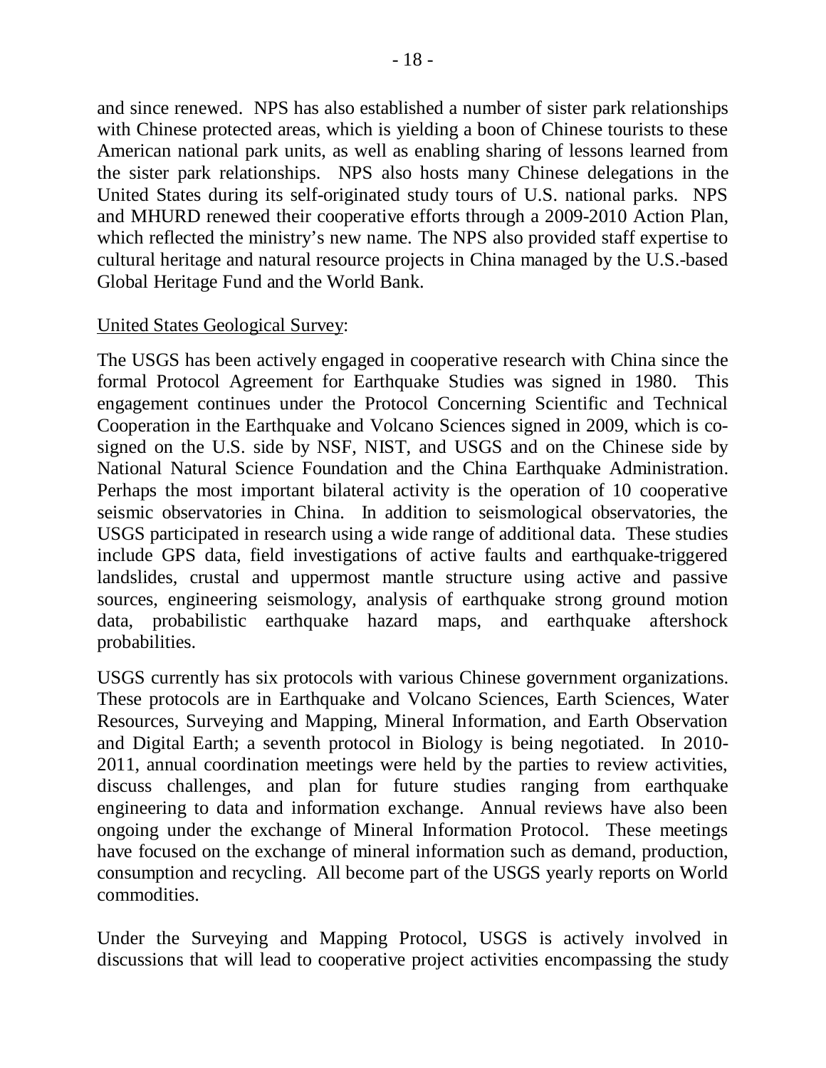and since renewed. NPS has also established a number of sister park relationships with Chinese protected areas, which is yielding a boon of Chinese tourists to these American national park units, as well as enabling sharing of lessons learned from the sister park relationships. NPS also hosts many Chinese delegations in the United States during its self-originated study tours of U.S. national parks. NPS and MHURD renewed their cooperative efforts through a 2009-2010 Action Plan, which reflected the ministry's new name. The NPS also provided staff expertise to cultural heritage and natural resource projects in China managed by the U.S.-based Global Heritage Fund and the World Bank.

<u>United States Geological Survey</u>:

The USGS has been actively engaged in cooperative research with China since the formal Protocol Agreement for Earthquake Studies was signed in 1980. This engagement continues under the Protocol Concerning Scientific and Technical Cooperation in the Earthquake and Volcano Sciences signed in 2009, which is co-signed on the U.S. side by NSF, NIST, and USGS and on the Chinese side by National Natural Science Foundation and the China Earthquake Administration. Perhaps the most important bilateral activity is the operation of 10 cooperative seismic observatories in China. In addition to seismological observatories, the USGS participated in research using a wide range of additional data. These studies include GPS data, field investigations of active faults and earthquake-triggered landslides, crustal and uppermost mantle structure using active and passive sources, engineering seismology, analysis of earthquake strong ground motion data, probabilistic earthquake hazard maps, and earthquake aftershock probabilities.

USGS currently has six protocols with various Chinese government organizations. These protocols are in Earthquake and Volcano Sciences, Earth Sciences, Water Resources, Surveying and Mapping, Mineral Information, and Earth Observation and Digital Earth; a seventh protocol in Biology is being negotiated. In 2010-2011, annual coordination meetings were held by the parties to review activities, discuss challenges, and plan for future studies ranging from earthquake engineering to data and information exchange. Annual reviews have also been ongoing under the exchange of Mineral Information Protocol. These meetings have focused on the exchange of mineral information such as demand, production, consumption and recycling. All become part of the USGS yearly reports on World commodities.

Under the Surveying and Mapping Protocol, USGS is actively involved in discussions that will lead to cooperative project activities encompassing the study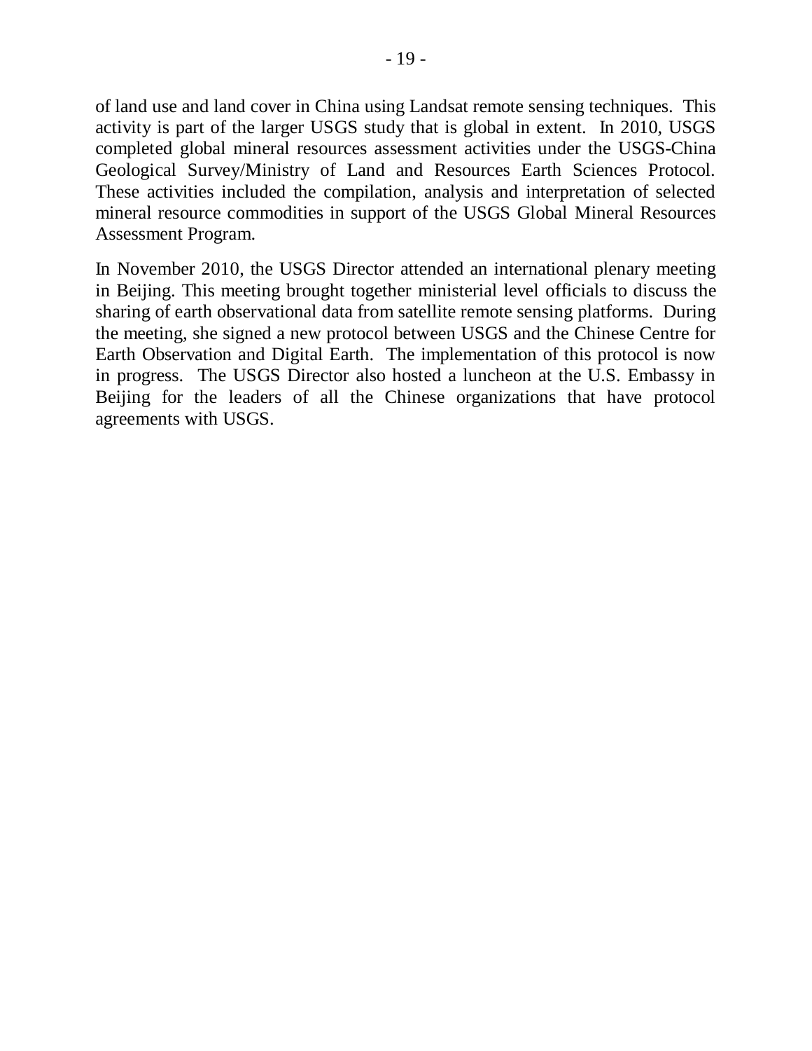of land use and land cover in China using Landsat remote sensing techniques. This activity is part of the larger USGS study that is global in extent. In 2010, USGS completed global mineral resources assessment activities under the USGS-China Geological Survey/Ministry of Land and Resources Earth Sciences Protocol. These activities included the compilation, analysis and interpretation of selected mineral resource commodities in support of the USGS Global Mineral Resources Assessment Program.

In November 2010, the USGS Director attended an international plenary meeting in Beijing. This meeting brought together ministerial level officials to discuss the sharing of earth observational data from satellite remote sensing platforms. During the meeting, she signed a new protocol between USGS and the Chinese Centre for Earth Observation and Digital Earth. The implementation of this protocol is now in progress. The USGS Director also hosted a luncheon at the U.S. Embassy in Beijing for the leaders of all the Chinese organizations that have protocol agreements with USGS.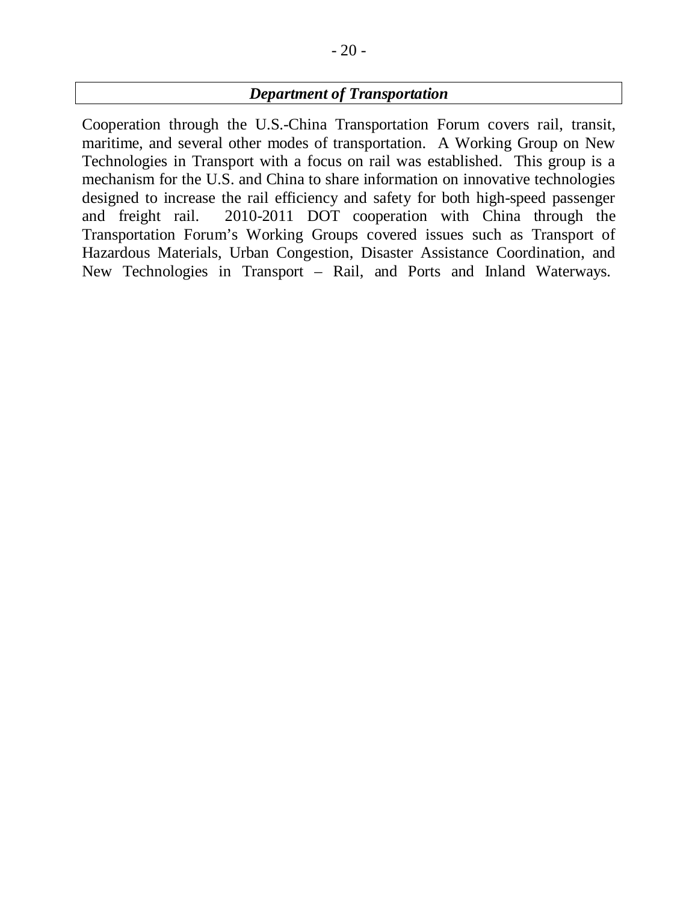## *Department of Transportation*

Cooperation through the U.S.-China Transportation Forum covers rail, transit, maritime, and several other modes of transportation. A Working Group on New Technologies in Transport with a focus on rail was established. This group is a mechanism for the U.S. and China to share information on innovative technologies designed to increase the rail efficiency and safety for both high-speed passenger and freight rail. 2010-2011 DOT cooperation with China through the Transportation Forum's Working Groups covered issues such as Transport of Hazardous Materials, Urban Congestion, Disaster Assistance Coordination, and New Technologies in Transport – Rail, and Ports and Inland Waterways.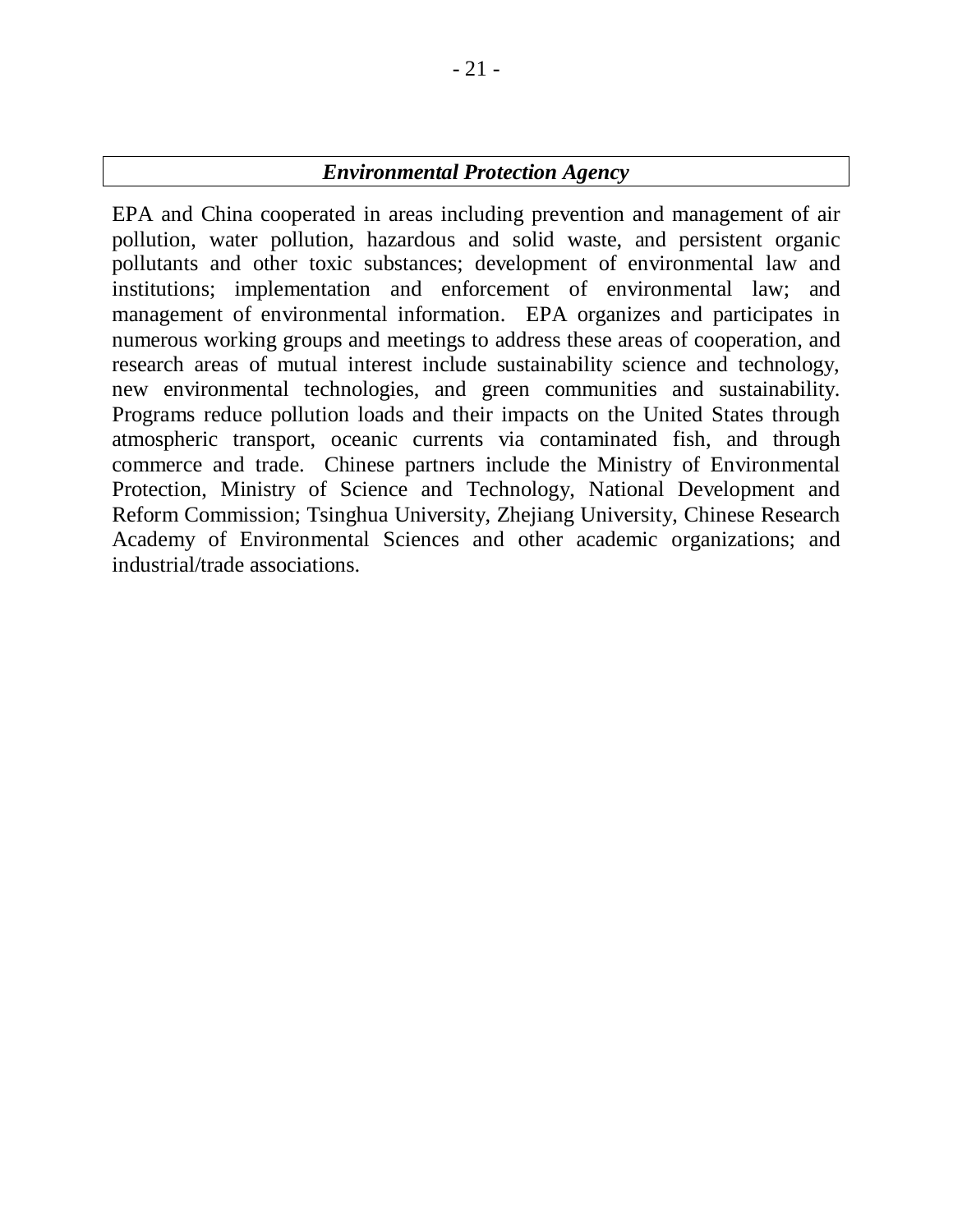### *Environmental Protection Agency*

EPA and China cooperated in areas including prevention and management of air pollution, water pollution, hazardous and solid waste, and persistent organic pollutants and other toxic substances; development of environmental law and institutions; implementation and enforcement of environmental law; and management of environmental information. EPA organizes and participates in numerous working groups and meetings to address these areas of cooperation, and research areas of mutual interest include sustainability science and technology, new environmental technologies, and green communities and sustainability. Programs reduce pollution loads and their impacts on the United States through atmospheric transport, oceanic currents via contaminated fish, and through commerce and trade. Chinese partners include the Ministry of Environmental Protection, Ministry of Science and Technology, National Development and Reform Commission; Tsinghua University, Zhejiang University, Chinese Research Academy of Environmental Sciences and other academic organizations; and industrial/trade associations.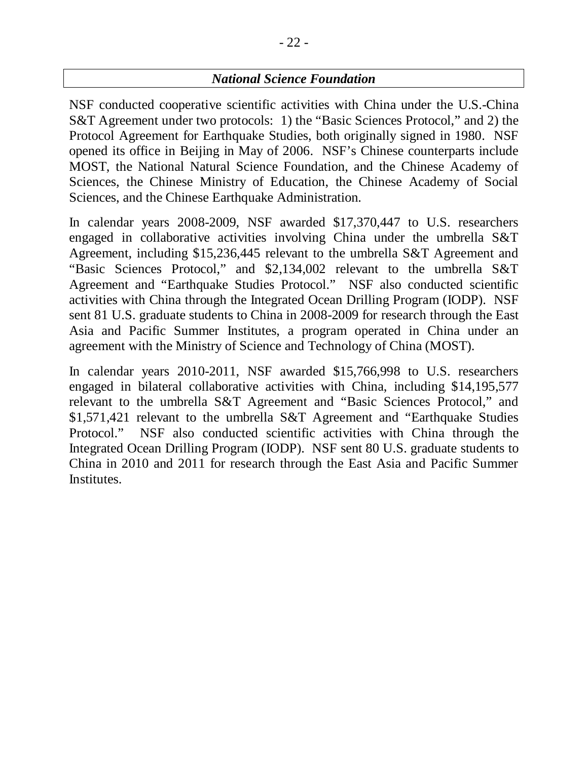## *National Science Foundation*

NSF conducted cooperative scientific activities with China under the U.S.-China S&T Agreement under two protocols: 1) the "Basic Sciences Protocol," and 2) the Protocol Agreement for Earthquake Studies, both originally signed in 1980. NSF opened its office in Beijing in May of 2006. NSF's Chinese counterparts include MOST, the National Natural Science Foundation, and the Chinese Academy of Sciences, the Chinese Ministry of Education, the Chinese Academy of Social Sciences, and the Chinese Earthquake Administration.

In calendar years 2008-2009, NSF awarded $17,370,447 to U.S. researchers engaged in collaborative activities involving China under the umbrella S&T Agreement, including $15,236,445 relevant to the umbrella S&T Agreement and "Basic Sciences Protocol," and $2,134,002 relevant to the umbrella S&T Agreement and "Earthquake Studies Protocol." NSF also conducted scientific activities with China through the Integrated Ocean Drilling Program (IODP). NSF sent 81 U.S. graduate students to China in 2008-2009 for research through the East Asia and Pacific Summer Institutes, a program operated in China under an agreement with the Ministry of Science and Technology of China (MOST).

In calendar years 2010-2011, NSF awarded $15,766,998 to U.S. researchers engaged in bilateral collaborative activities with China, including $14,195,577 relevant to the umbrella S&T Agreement and "Basic Sciences Protocol," and $1,571,421 relevant to the umbrella S&T Agreement and "Earthquake Studies Protocol." NSF also conducted scientific activities with China through the Integrated Ocean Drilling Program (IODP). NSF sent 80 U.S. graduate students to China in 2010 and 2011 for research through the East Asia and Pacific Summer Institutes.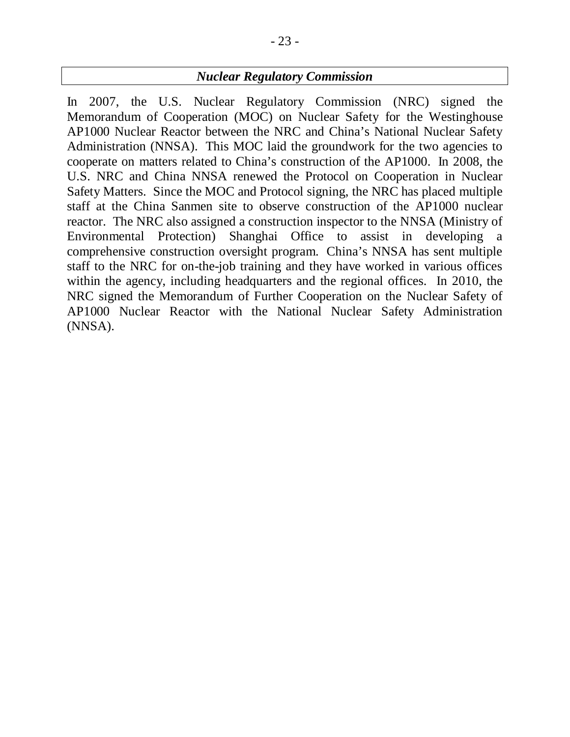### *Nuclear Regulatory Commission*

In 2007, the U.S. Nuclear Regulatory Commission (NRC) signed the Memorandum of Cooperation (MOC) on Nuclear Safety for the Westinghouse AP1000 Nuclear Reactor between the NRC and China's National Nuclear Safety Administration (NNSA). This MOC laid the groundwork for the two agencies to cooperate on matters related to China's construction of the AP1000. In 2008, the U.S. NRC and China NNSA renewed the Protocol on Cooperation in Nuclear Safety Matters. Since the MOC and Protocol signing, the NRC has placed multiple staff at the China Sanmen site to observe construction of the AP1000 nuclear reactor. The NRC also assigned a construction inspector to the NNSA (Ministry of Environmental Protection) Shanghai Office to assist in developing a comprehensive construction oversight program. China's NNSA has sent multiple staff to the NRC for on-the-job training and they have worked in various offices within the agency, including headquarters and the regional offices. In 2010, the NRC signed the Memorandum of Further Cooperation on the Nuclear Safety of AP1000 Nuclear Reactor with the National Nuclear Safety Administration (NNSA).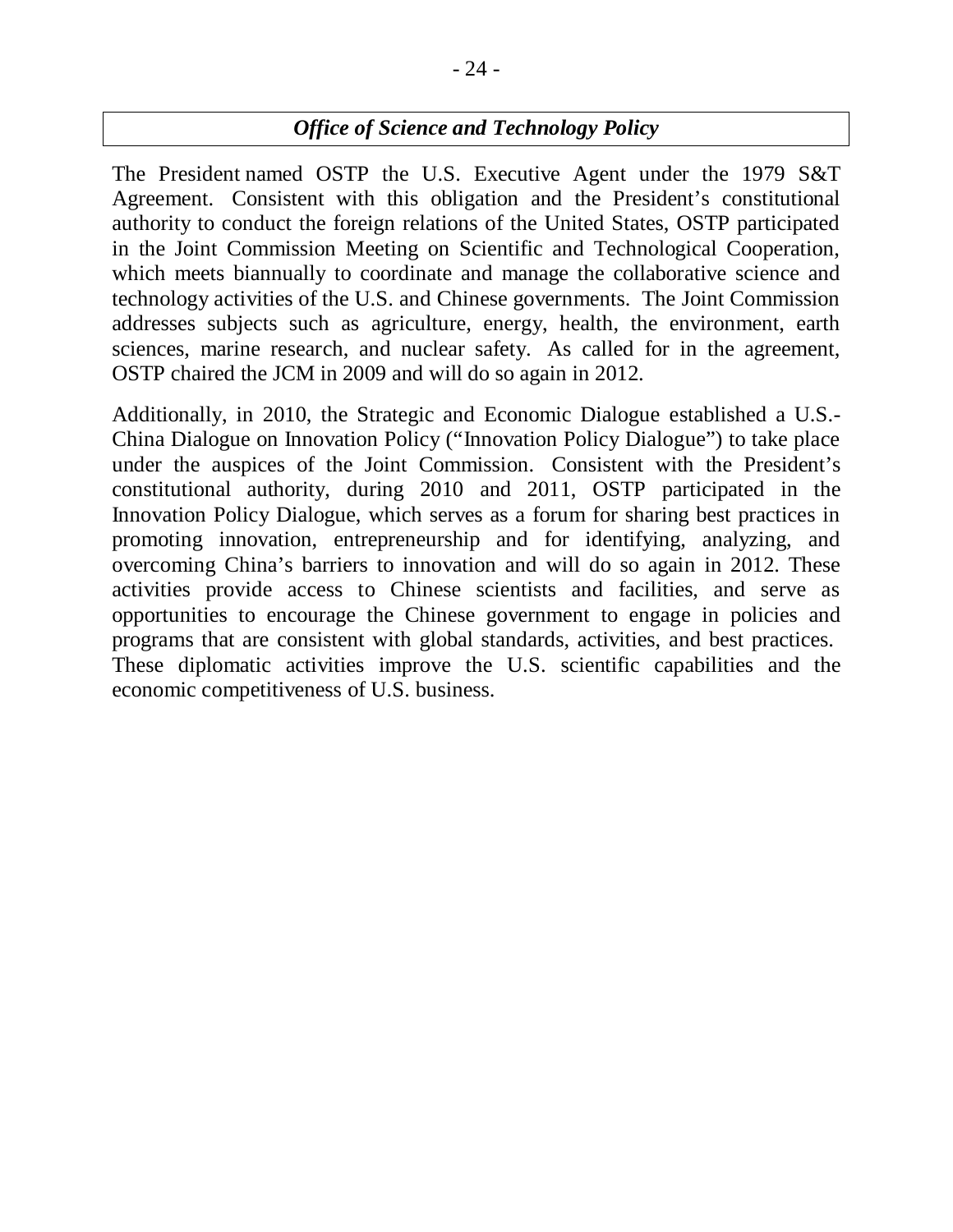## *Office of Science and Technology Policy*

The President named OSTP the U.S. Executive Agent under the 1979 S&T Agreement. Consistent with this obligation and the President's constitutional authority to conduct the foreign relations of the United States, OSTP participated in the Joint Commission Meeting on Scientific and Technological Cooperation, which meets biannually to coordinate and manage the collaborative science and technology activities of the U.S. and Chinese governments. The Joint Commission addresses subjects such as agriculture, energy, health, the environment, earth sciences, marine research, and nuclear safety. As called for in the agreement, OSTP chaired the JCM in 2009 and will do so again in 2012.

Additionally, in 2010, the Strategic and Economic Dialogue established a U.S.-China Dialogue on Innovation Policy ("Innovation Policy Dialogue") to take place under the auspices of the Joint Commission. Consistent with the President's constitutional authority, during 2010 and 2011, OSTP participated in the Innovation Policy Dialogue, which serves as a forum for sharing best practices in promoting innovation, entrepreneurship and for identifying, analyzing, and overcoming China's barriers to innovation and will do so again in 2012. These activities provide access to Chinese scientists and facilities, and serve as opportunities to encourage the Chinese government to engage in policies and programs that are consistent with global standards, activities, and best practices. These diplomatic activities improve the U.S. scientific capabilities and the economic competitiveness of U.S. business.